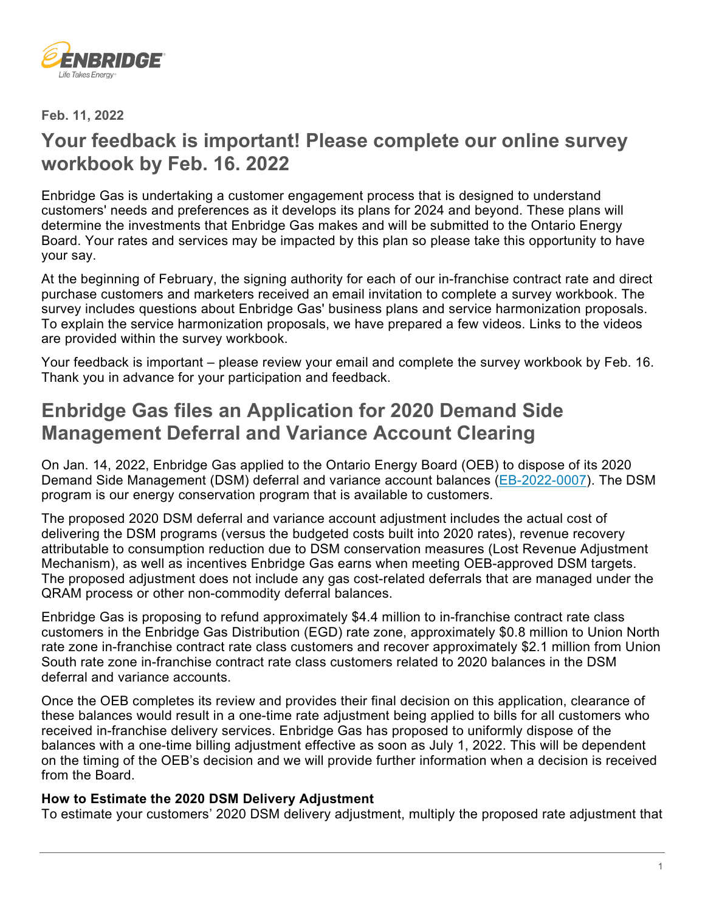Feb. 11, 2022

## Your feedback is important! Please complete our online survey workbook by Feb. 16. 2022

Enbridge Gas is undertaking a customer engagement process that is designed to understand customers' needs and preferences as it develops its plans for 2024 and beyond. These plans will determine the investments that Enbridge Gas makes and will be submitted to the Ontario Energy Board. Your rates and services may be impacted by this plan so please take this opportunity to have your say.

At the beginning of February, the signing authority for each of our in-franchise contract rate and direct purchase customers and marketers received an email invitation to complete a survey workbook. The survey includes questions about Enbridge Gas' business plans and service harmonization proposals. To explain the service harmonization proposals, we have prepared a few videos. Links to the videos are provided within the survey workbook.

Your feedback is important – please review your email and complete the survey workbook by Feb. 16. Thank you in advance for your participation and feedback.

## Enbridge Gas files an Application for 2020 Demand Side Management Deferral and Variance Account Clearing

On Jan. 14, 2022, Enbridge Gas applied to the Ontario Energy Board (OEB) to dispose of its 2020 Demand Side Management (DSM) deferral and variance account balances (EB-2022-0007). The DSM program is our energy conservation program that is available to customers.

The proposed 2020 DSM deferral and variance account adjustment includes the actual cost of delivering the DSM programs (versus the budgeted costs built into 2020 rates), revenue recovery attributable to consumption reduction due to DSM conservation measures (Lost Revenue Adjustment Mechanism), as well as incentives Enbridge Gas earns when meeting OEB-approved DSM targets. The proposed adjustment does not include any gas cost-related deferrals that are managed under the QRAM process or other non-commodity deferral balances.

Enbridge Gas is proposing to refund approximately $4.4 million to in-franchise contract rate class customers in the Enbridge Gas Distribution (EGD) rate zone, approximately $0.8 million to Union North rate zone in-franchise contract rate class customers and recover approximately $2.1 million from Union South rate zone in-franchise contract rate class customers related to 2020 balances in the DSM deferral and variance accounts.

Once the OEB completes its review and provides their final decision on this application, clearance of these balances would result in a one-time rate adjustment being applied to bills for all customers who received in-franchise delivery services. Enbridge Gas has proposed to uniformly dispose of the balances with a one-time billing adjustment effective as soon as July 1, 2022. This will be dependent on the timing of the OEB's decision and we will provide further information when a decision is received from the Board.

**How to Estimate the 2020 DSM Delivery Adjustment**
To estimate your customers' 2020 DSM delivery adjustment, multiply the proposed rate adjustment that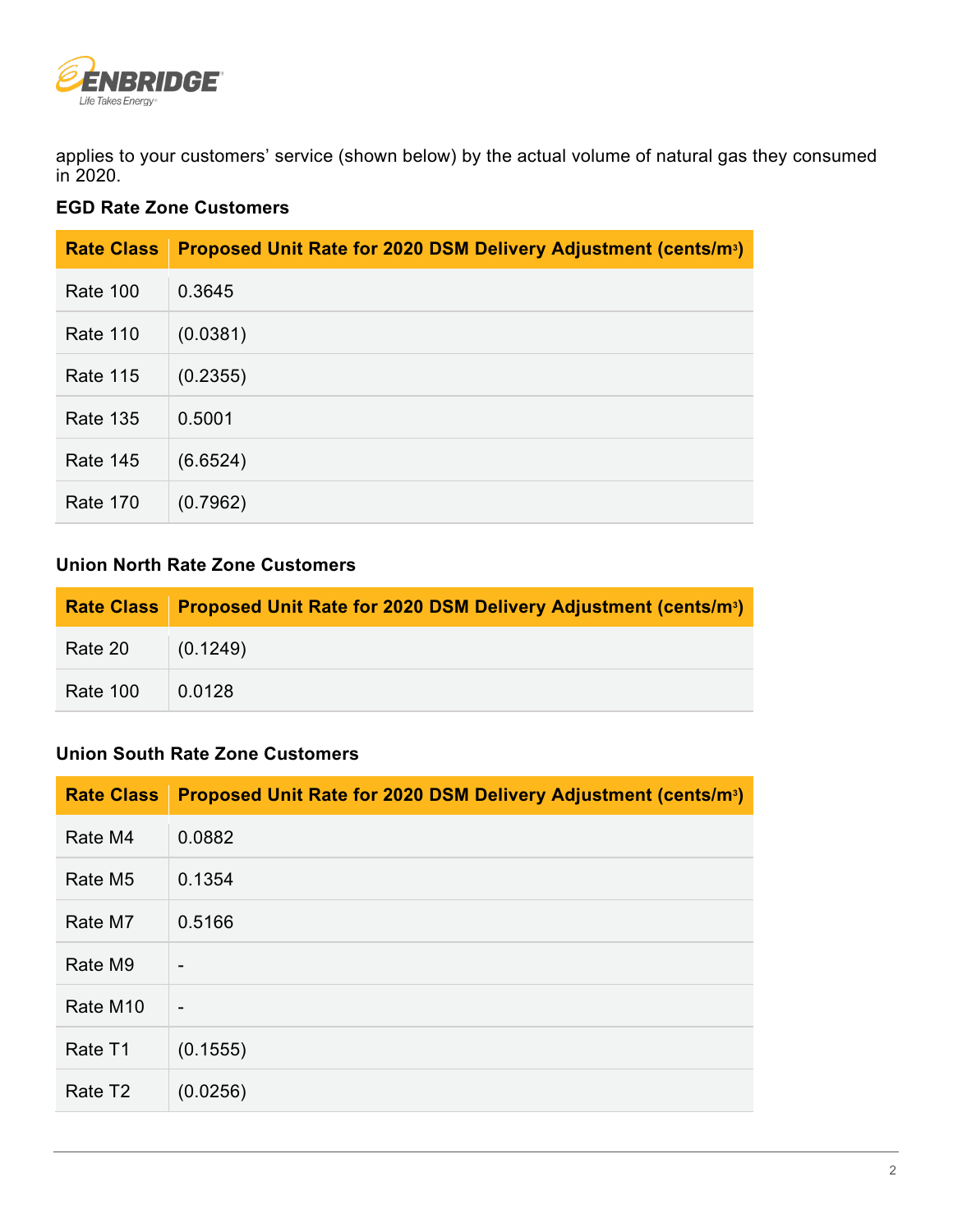applies to your customers' service (shown below) by the actual volume of natural gas they consumed in 2020.

**EGD Rate Zone Customers**

| Rate Class | Proposed Unit Rate for 2020 DSM Delivery Adjustment (cents/m³) |
|---|---|
| Rate 100 | 0.3645 |
| Rate 110 | (0.0381) |
| Rate 115 | (0.2355) |
| Rate 135 | 0.5001 |
| Rate 145 | (6.6524) |
| Rate 170 | (0.7962) |

**Union North Rate Zone Customers**

| Rate Class | Proposed Unit Rate for 2020 DSM Delivery Adjustment (cents/m³) |
|---|---|
| Rate 20 | (0.1249) |
| Rate 100 | 0.0128 |

**Union South Rate Zone Customers**

| Rate Class | Proposed Unit Rate for 2020 DSM Delivery Adjustment (cents/m³) |
|---|---|
| Rate M4 | 0.0882 |
| Rate M5 | 0.1354 |
| Rate M7 | 0.5166 |
| Rate M9 | - |
| Rate M10 | - |
| Rate T1 | (0.1555) |
| Rate T2 | (0.0256) |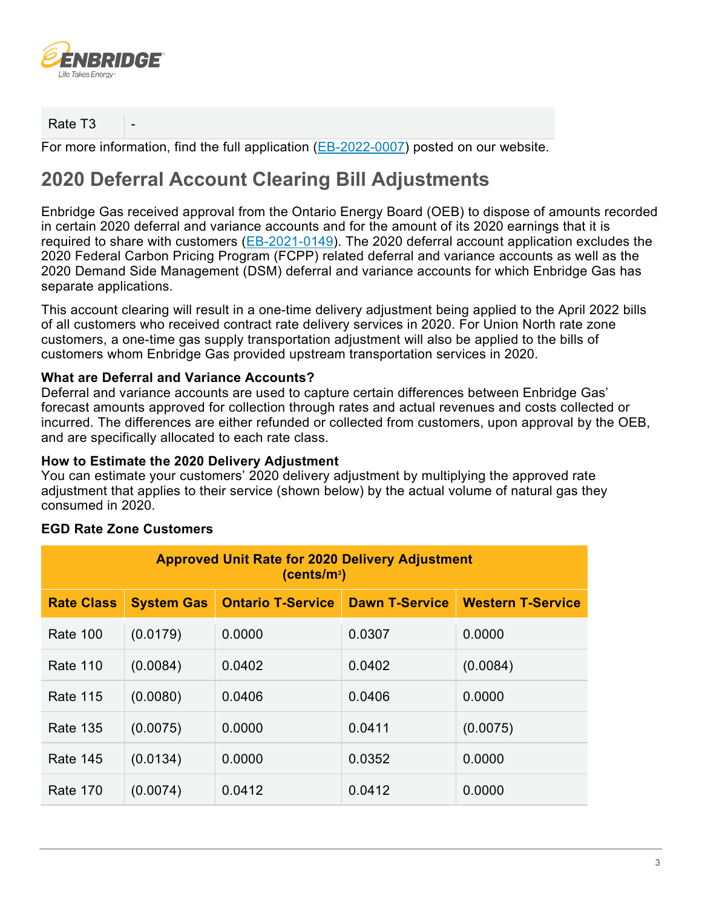| Rate T3 | - |
|---|---|

For more information, find the full application (EB-2022-0007) posted on our website.

## 2020 Deferral Account Clearing Bill Adjustments

Enbridge Gas received approval from the Ontario Energy Board (OEB) to dispose of amounts recorded in certain 2020 deferral and variance accounts and for the amount of its 2020 earnings that it is required to share with customers (EB-2021-0149). The 2020 deferral account application excludes the 2020 Federal Carbon Pricing Program (FCPP) related deferral and variance accounts as well as the 2020 Demand Side Management (DSM) deferral and variance accounts for which Enbridge Gas has separate applications.

This account clearing will result in a one-time delivery adjustment being applied to the April 2022 bills of all customers who received contract rate delivery services in 2020. For Union North rate zone customers, a one-time gas supply transportation adjustment will also be applied to the bills of customers whom Enbridge Gas provided upstream transportation services in 2020.

**What are Deferral and Variance Accounts?**
Deferral and variance accounts are used to capture certain differences between Enbridge Gas' forecast amounts approved for collection through rates and actual revenues and costs collected or incurred. The differences are either refunded or collected from customers, upon approval by the OEB, and are specifically allocated to each rate class.

**How to Estimate the 2020 Delivery Adjustment**
You can estimate your customers' 2020 delivery adjustment by multiplying the approved rate adjustment that applies to their service (shown below) by the actual volume of natural gas they consumed in 2020.

**EGD Rate Zone Customers**

| Approved Unit Rate for 2020 Delivery Adjustment (cents/m³) | | | | |
|---|---|---|---|---|
| **Rate Class** | **System Gas** | **Ontario T-Service** | **Dawn T-Service** | **Western T-Service** |
| Rate 100 | (0.0179) | 0.0000 | 0.0307 | 0.0000 |
| Rate 110 | (0.0084) | 0.0402 | 0.0402 | (0.0084) |
| Rate 115 | (0.0080) | 0.0406 | 0.0406 | 0.0000 |
| Rate 135 | (0.0075) | 0.0000 | 0.0411 | (0.0075) |
| Rate 145 | (0.0134) | 0.0000 | 0.0352 | 0.0000 |
| Rate 170 | (0.0074) | 0.0412 | 0.0412 | 0.0000 |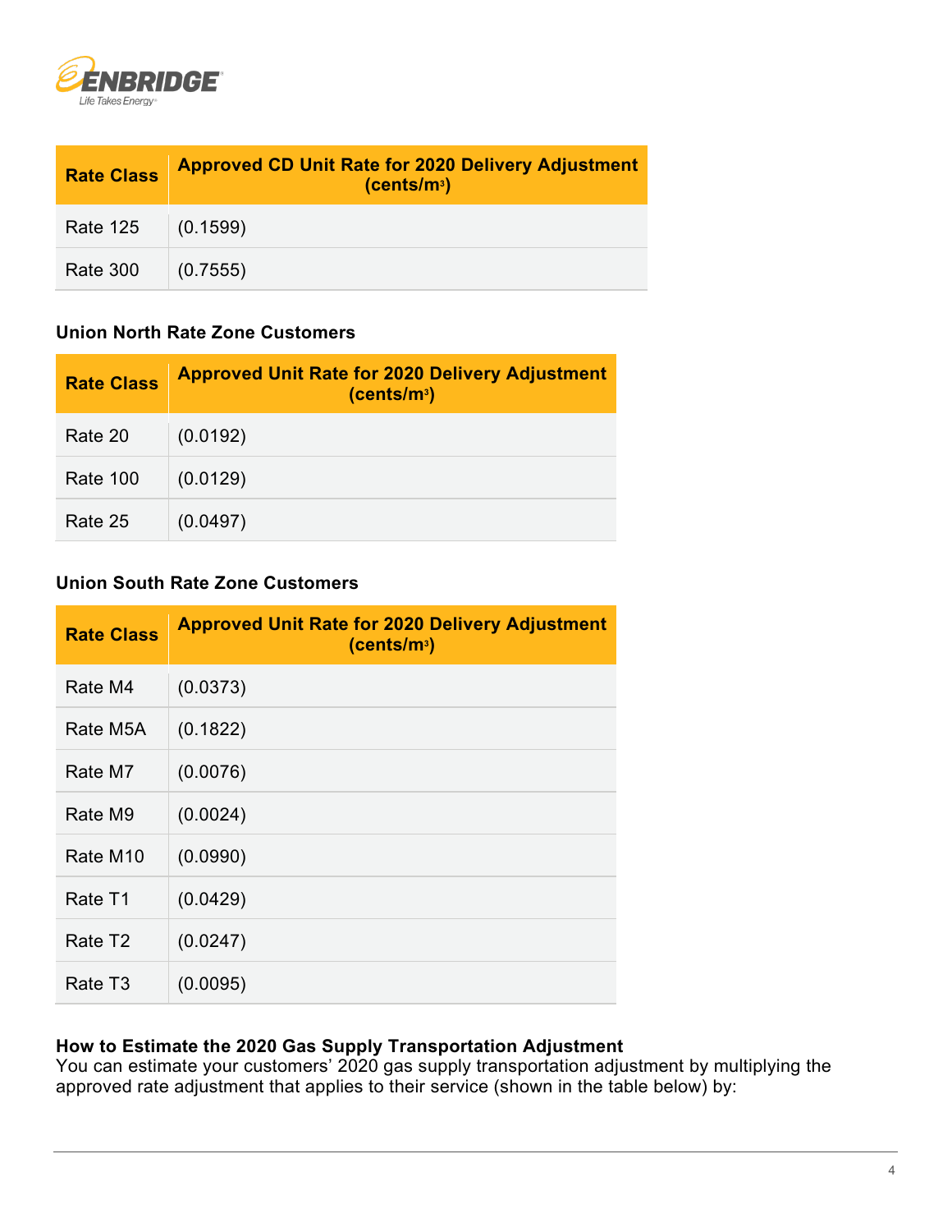| Rate Class | Approved CD Unit Rate for 2020 Delivery Adjustment (cents/$m^3$) |
|---|---|
| Rate 125 | (0.1599) |
| Rate 300 | (0.7555) |

**Union North Rate Zone Customers**

| Rate Class | Approved Unit Rate for 2020 Delivery Adjustment (cents/$m^3$) |
|---|---|
| Rate 20 | (0.0192) |
| Rate 100 | (0.0129) |
| Rate 25 | (0.0497) |

**Union South Rate Zone Customers**

| Rate Class | Approved Unit Rate for 2020 Delivery Adjustment (cents/$m^3$) |
|---|---|
| Rate M4 | (0.0373) |
| Rate M5A | (0.1822) |
| Rate M7 | (0.0076) |
| Rate M9 | (0.0024) |
| Rate M10 | (0.0990) |
| Rate T1 | (0.0429) |
| Rate T2 | (0.0247) |
| Rate T3 | (0.0095) |

**How to Estimate the 2020 Gas Supply Transportation Adjustment**

You can estimate your customers' 2020 gas supply transportation adjustment by multiplying the approved rate adjustment that applies to their service (shown in the table below) by: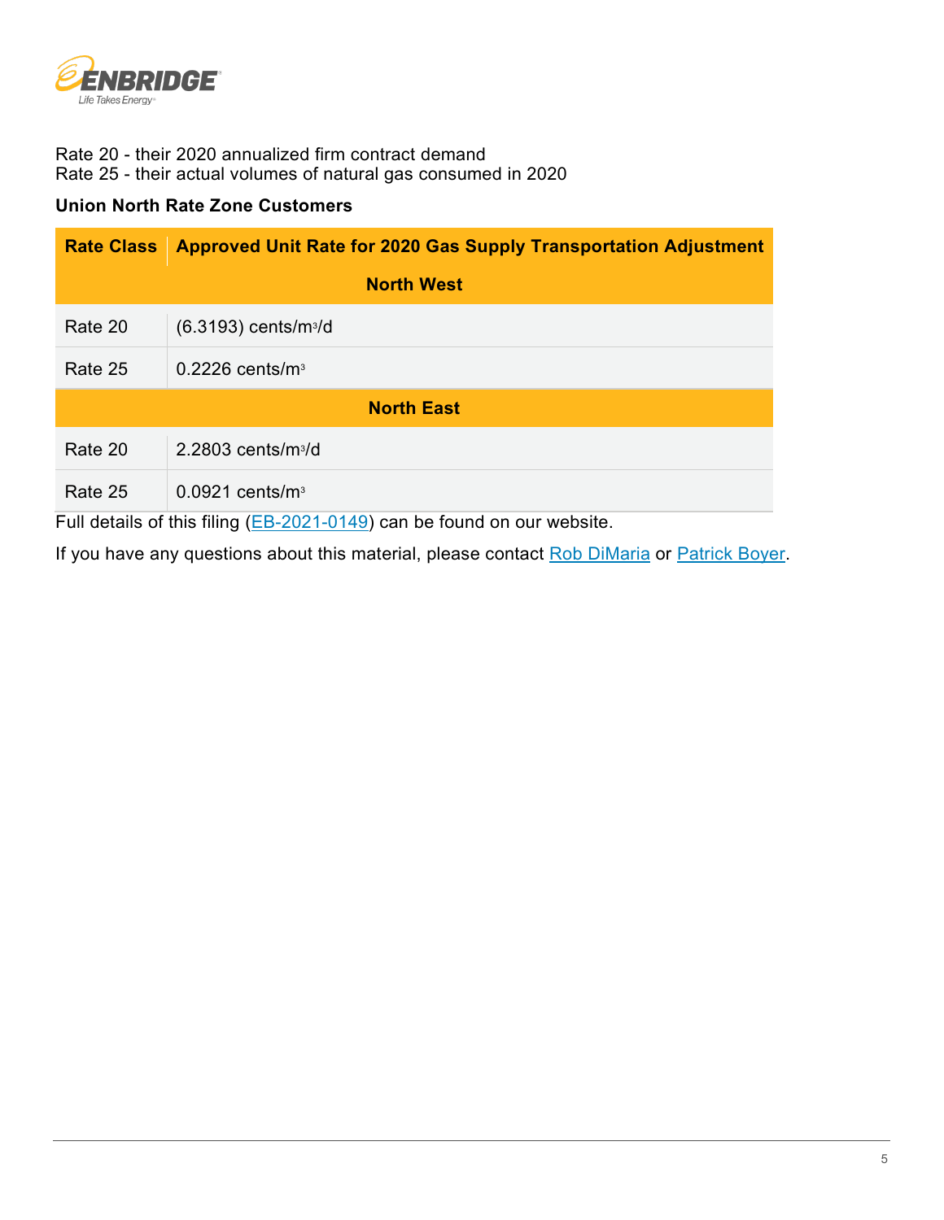Rate 20 - their 2020 annualized firm contract demand
Rate 25 - their actual volumes of natural gas consumed in 2020

**Union North Rate Zone Customers**

| Rate Class | Approved Unit Rate for 2020 Gas Supply Transportation Adjustment |
|---|---|
| | **North West** |
| Rate 20 | (6.3193) cents/$m^3$/d |
| Rate 25 | 0.2226 cents/$m^3$ |
| | **North East** |
| Rate 20 | 2.2803 cents/$m^3$/d |
| Rate 25 | 0.0921 cents/$m^3$ |

Full details of this filing (EB-2021-0149) can be found on our website.

If you have any questions about this material, please contact Rob DiMaria or Patrick Boyer.